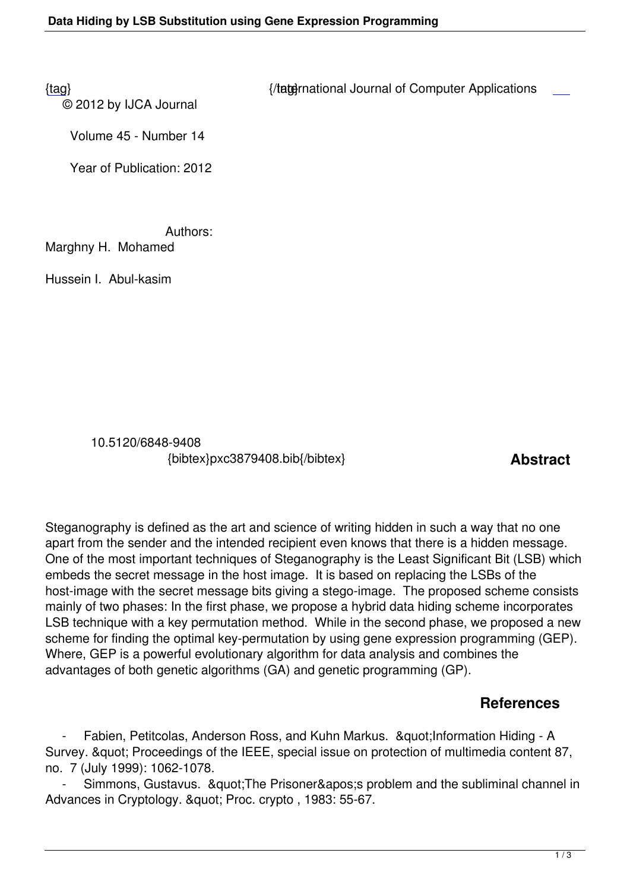{tag} {/tag} International Journal of Computer Applications

© 2012 by IJCA Journal

Volume 45 - Number 14

Year of Publication: 2012

Authors:

Marghny H. Mohamed

Hussein I. Abul-kasim

10.5120/6848-9408

{bibtex}pxc3879408.bib{/bibtex}

## Abstract

Steganography is defined as the art and science of writing hidden in such a way that no one apart from the sender and the intended recipient even knows that there is a hidden message. One of the most important techniques of Steganography is the Least Significant Bit (LSB) which embeds the secret message in the host image. It is based on replacing the LSBs of the host-image with the secret message bits giving a stego-image. The proposed scheme consists mainly of two phases: In the first phase, we propose a hybrid data hiding scheme incorporates LSB technique with a key permutation method. While in the second phase, we proposed a new scheme for finding the optimal key-permutation by using gene expression programming (GEP). Where, GEP is a powerful evolutionary algorithm for data analysis and combines the advantages of both genetic algorithms (GA) and genetic programming (GP).

## References

- Fabien, Petitcolas, Anderson Ross, and Kuhn Markus. &quot;Information Hiding - A Survey. &quot; Proceedings of the IEEE, special issue on protection of multimedia content 87, no. 7 (July 1999): 1062-1078.
- Simmons, Gustavus. &quot;The Prisoner&apos;s problem and the subliminal channel in Advances in Cryptology. &quot; Proc. crypto , 1983: 55-67.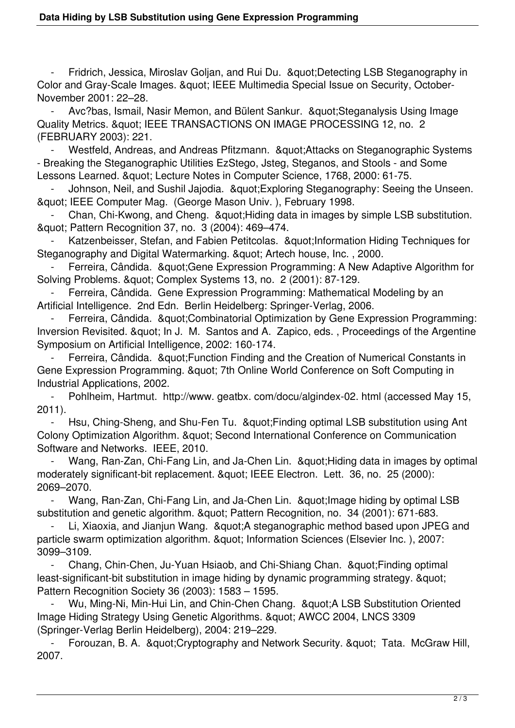- Fridrich, Jessica, Miroslav Goljan, and Rui Du. &quot;Detecting LSB Steganography in Color and Gray-Scale Images. &quot; IEEE Multimedia Special Issue on Security, October-November 2001: 22–28.
- Avc?bas, Ismail, Nasir Memon, and Bülent Sankur. &quot;Steganalysis Using Image Quality Metrics. &quot; IEEE TRANSACTIONS ON IMAGE PROCESSING 12, no. 2 (FEBRUARY 2003): 221.
- Westfeld, Andreas, and Andreas Pfitzmann. &quot;Attacks on Steganographic Systems - Breaking the Steganographic Utilities EzStego, Jsteg, Steganos, and Stools - and Some Lessons Learned. &quot; Lecture Notes in Computer Science, 1768, 2000: 61-75.
- Johnson, Neil, and Sushil Jajodia. &quot;Exploring Steganography: Seeing the Unseen. &quot; IEEE Computer Mag. (George Mason Univ. ), February 1998.
- Chan, Chi-Kwong, and Cheng. &quot;Hiding data in images by simple LSB substitution. &quot; Pattern Recognition 37, no. 3 (2004): 469–474.
- Katzenbeisser, Stefan, and Fabien Petitcolas. &quot;Information Hiding Techniques for Steganography and Digital Watermarking. &quot; Artech house, Inc. , 2000.
- Ferreira, Cândida. &quot;Gene Expression Programming: A New Adaptive Algorithm for Solving Problems. &quot; Complex Systems 13, no. 2 (2001): 87-129.
- Ferreira, Cândida. Gene Expression Programming: Mathematical Modeling by an Artificial Intelligence. 2nd Edn. Berlin Heidelberg: Springer-Verlag, 2006.
- Ferreira, Cândida. &quot;Combinatorial Optimization by Gene Expression Programming: Inversion Revisited. &quot; In J. M. Santos and A. Zapico, eds. , Proceedings of the Argentine Symposium on Artificial Intelligence, 2002: 160-174.
- Ferreira, Cândida. &quot;Function Finding and the Creation of Numerical Constants in Gene Expression Programming. &quot; 7th Online World Conference on Soft Computing in Industrial Applications, 2002.
- Pohlheim, Hartmut. http://www. geatbx. com/docu/algindex-02. html (accessed May 15, 2011).
- Hsu, Ching-Sheng, and Shu-Fen Tu. &quot;Finding optimal LSB substitution using Ant Colony Optimization Algorithm. &quot; Second International Conference on Communication Software and Networks. IEEE, 2010.
- Wang, Ran-Zan, Chi-Fang Lin, and Ja-Chen Lin. &quot;Hiding data in images by optimal moderately significant-bit replacement. &quot; IEEE Electron. Lett. 36, no. 25 (2000): 2069–2070.
- Wang, Ran-Zan, Chi-Fang Lin, and Ja-Chen Lin. &quot;Image hiding by optimal LSB substitution and genetic algorithm. &quot; Pattern Recognition, no. 34 (2001): 671-683.
- Li, Xiaoxia, and Jianjun Wang. &quot;A steganographic method based upon JPEG and particle swarm optimization algorithm. &quot; Information Sciences (Elsevier Inc. ), 2007: 3099–3109.
- Chang, Chin-Chen, Ju-Yuan Hsiaob, and Chi-Shiang Chan. &quot;Finding optimal least-significant-bit substitution in image hiding by dynamic programming strategy. &quot; Pattern Recognition Society 36 (2003): 1583 – 1595.
- Wu, Ming-Ni, Min-Hui Lin, and Chin-Chen Chang. &quot;A LSB Substitution Oriented Image Hiding Strategy Using Genetic Algorithms. &quot; AWCC 2004, LNCS 3309 (Springer-Verlag Berlin Heidelberg), 2004: 219–229.
- Forouzan, B. A. &quot;Cryptography and Network Security. &quot; Tata. McGraw Hill, 2007.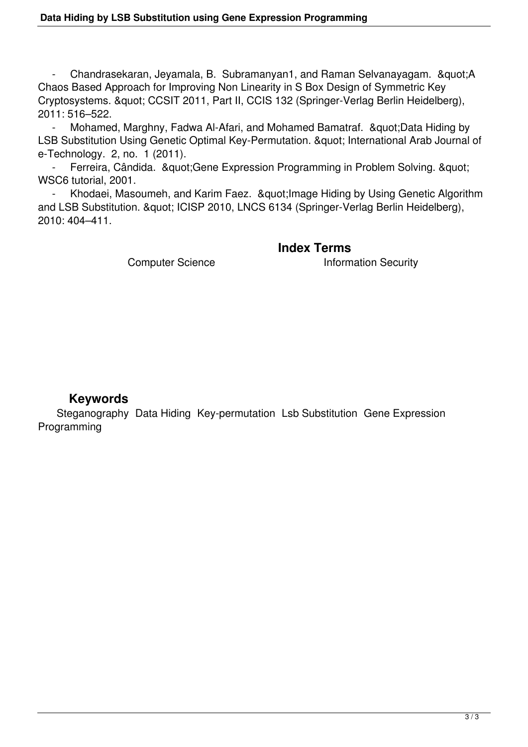- Chandrasekaran, Jeyamala, B. Subramanyan1, and Raman Selvanayagam. &quot;A Chaos Based Approach for Improving Non Linearity in S Box Design of Symmetric Key Cryptosystems. &quot; CCSIT 2011, Part II, CCIS 132 (Springer-Verlag Berlin Heidelberg), 2011: 516–522.
- Mohamed, Marghny, Fadwa Al-Afari, and Mohamed Bamatraf. &quot;Data Hiding by LSB Substitution Using Genetic Optimal Key-Permutation. &quot; International Arab Journal of e-Technology. 2, no. 1 (2011).
- Ferreira, Cândida. &quot;Gene Expression Programming in Problem Solving. &quot; WSC6 tutorial, 2001.
- Khodaei, Masoumeh, and Karim Faez. &quot;Image Hiding by Using Genetic Algorithm and LSB Substitution. &quot; ICISP 2010, LNCS 6134 (Springer-Verlag Berlin Heidelberg), 2010: 404–411.

## Index Terms

Computer Science    Information Security

## Keywords

Steganography  Data Hiding  Key-permutation  Lsb Substitution  Gene Expression Programming